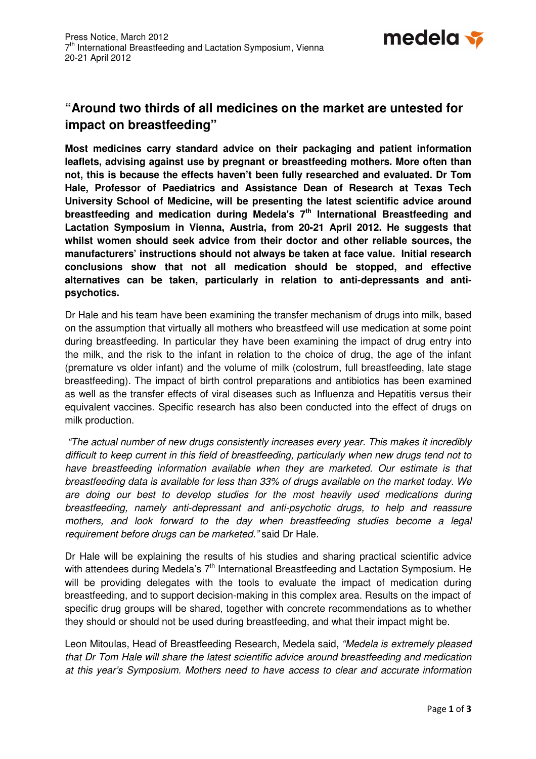Press Notice, March 2012
7th International Breastfeeding and Lactation Symposium, Vienna
20-21 April 2012

## "Around two thirds of all medicines on the market are untested for impact on breastfeeding"

**Most medicines carry standard advice on their packaging and patient information leaflets, advising against use by pregnant or breastfeeding mothers. More often than not, this is because the effects haven't been fully researched and evaluated. Dr Tom Hale, Professor of Paediatrics and Assistance Dean of Research at Texas Tech University School of Medicine, will be presenting the latest scientific advice around breastfeeding and medication during Medela's 7th International Breastfeeding and Lactation Symposium in Vienna, Austria, from 20-21 April 2012. He suggests that whilst women should seek advice from their doctor and other reliable sources, the manufacturers' instructions should not always be taken at face value. Initial research conclusions show that not all medication should be stopped, and effective alternatives can be taken, particularly in relation to anti-depressants and anti-psychotics.**

Dr Hale and his team have been examining the transfer mechanism of drugs into milk, based on the assumption that virtually all mothers who breastfeed will use medication at some point during breastfeeding. In particular they have been examining the impact of drug entry into the milk, and the risk to the infant in relation to the choice of drug, the age of the infant (premature vs older infant) and the volume of milk (colostrum, full breastfeeding, late stage breastfeeding). The impact of birth control preparations and antibiotics has been examined as well as the transfer effects of viral diseases such as Influenza and Hepatitis versus their equivalent vaccines. Specific research has also been conducted into the effect of drugs on milk production.

*"The actual number of new drugs consistently increases every year. This makes it incredibly difficult to keep current in this field of breastfeeding, particularly when new drugs tend not to have breastfeeding information available when they are marketed. Our estimate is that breastfeeding data is available for less than 33% of drugs available on the market today. We are doing our best to develop studies for the most heavily used medications during breastfeeding, namely anti-depressant and anti-psychotic drugs, to help and reassure mothers, and look forward to the day when breastfeeding studies become a legal requirement before drugs can be marketed."* said Dr Hale.

Dr Hale will be explaining the results of his studies and sharing practical scientific advice with attendees during Medela's 7th International Breastfeeding and Lactation Symposium. He will be providing delegates with the tools to evaluate the impact of medication during breastfeeding, and to support decision-making in this complex area. Results on the impact of specific drug groups will be shared, together with concrete recommendations as to whether they should or should not be used during breastfeeding, and what their impact might be.

Leon Mitoulas, Head of Breastfeeding Research, Medela said, *"Medela is extremely pleased that Dr Tom Hale will share the latest scientific advice around breastfeeding and medication at this year's Symposium. Mothers need to have access to clear and accurate information*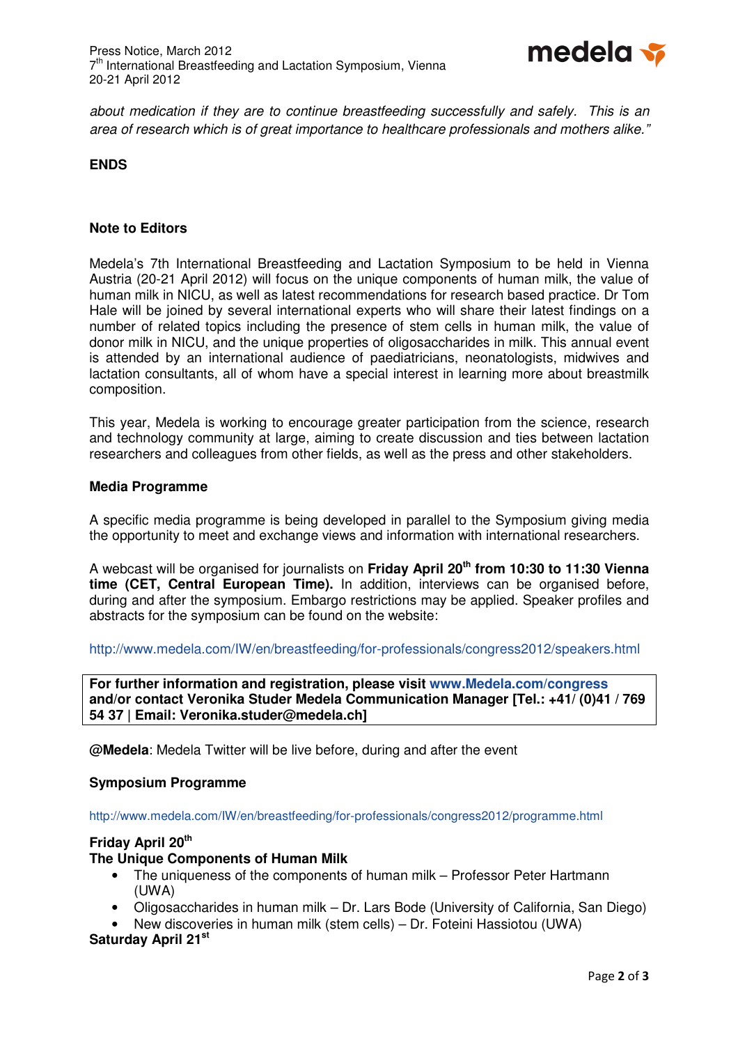*about medication if they are to continue breastfeeding successfully and safely. This is an area of research which is of great importance to healthcare professionals and mothers alike."*

**ENDS**

**Note to Editors**

Medela's 7th International Breastfeeding and Lactation Symposium to be held in Vienna Austria (20-21 April 2012) will focus on the unique components of human milk, the value of human milk in NICU, as well as latest recommendations for research based practice. Dr Tom Hale will be joined by several international experts who will share their latest findings on a number of related topics including the presence of stem cells in human milk, the value of donor milk in NICU, and the unique properties of oligosaccharides in milk. This annual event is attended by an international audience of paediatricians, neonatologists, midwives and lactation consultants, all of whom have a special interest in learning more about breastmilk composition.

This year, Medela is working to encourage greater participation from the science, research and technology community at large, aiming to create discussion and ties between lactation researchers and colleagues from other fields, as well as the press and other stakeholders.

**Media Programme**

A specific media programme is being developed in parallel to the Symposium giving media the opportunity to meet and exchange views and information with international researchers.

A webcast will be organised for journalists on **Friday April 20th from 10:30 to 11:30 Vienna time (CET, Central European Time).** In addition, interviews can be organised before, during and after the symposium. Embargo restrictions may be applied. Speaker profiles and abstracts for the symposium can be found on the website:

http://www.medela.com/IW/en/breastfeeding/for-professionals/congress2012/speakers.html

**For further information and registration, please visit www.Medela.com/congress and/or contact Veronika Studer Medela Communication Manager [Tel.: +41/ (0)41 / 769 54 37 | Email: Veronika.studer@medela.ch]**

**@Medela**: Medela Twitter will be live before, during and after the event

**Symposium Programme**

http://www.medela.com/IW/en/breastfeeding/for-professionals/congress2012/programme.html

**Friday April 20th**
**The Unique Components of Human Milk**

- The uniqueness of the components of human milk – Professor Peter Hartmann (UWA)
- Oligosaccharides in human milk – Dr. Lars Bode (University of California, San Diego)
- New discoveries in human milk (stem cells) – Dr. Foteini Hassiotou (UWA)

**Saturday April 21st**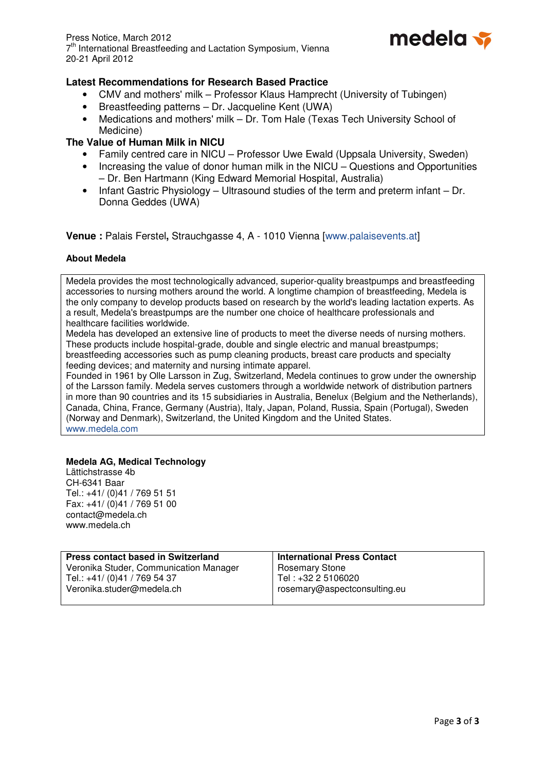### Latest Recommendations for Research Based Practice

- CMV and mothers' milk – Professor Klaus Hamprecht (University of Tubingen)
- Breastfeeding patterns – Dr. Jacqueline Kent (UWA)
- Medications and mothers' milk – Dr. Tom Hale (Texas Tech University School of Medicine)

### The Value of Human Milk in NICU

- Family centred care in NICU – Professor Uwe Ewald (Uppsala University, Sweden)
- Increasing the value of donor human milk in the NICU – Questions and Opportunities – Dr. Ben Hartmann (King Edward Memorial Hospital, Australia)
- Infant Gastric Physiology – Ultrasound studies of the term and preterm infant – Dr. Donna Geddes (UWA)

**Venue :** Palais Ferstel**,** Strauchgasse 4, A - 1010 Vienna [www.palaisevents.at]

**About Medela**

Medela provides the most technologically advanced, superior-quality breastpumps and breastfeeding accessories to nursing mothers around the world. A longtime champion of breastfeeding, Medela is the only company to develop products based on research by the world's leading lactation experts. As a result, Medela's breastpumps are the number one choice of healthcare professionals and healthcare facilities worldwide.
Medela has developed an extensive line of products to meet the diverse needs of nursing mothers. These products include hospital-grade, double and single electric and manual breastpumps; breastfeeding accessories such as pump cleaning products, breast care products and specialty feeding devices; and maternity and nursing intimate apparel.
Founded in 1961 by Olle Larsson in Zug, Switzerland, Medela continues to grow under the ownership of the Larsson family. Medela serves customers through a worldwide network of distribution partners in more than 90 countries and its 15 subsidiaries in Australia, Benelux (Belgium and the Netherlands), Canada, China, France, Germany (Austria), Italy, Japan, Poland, Russia, Spain (Portugal), Sweden (Norway and Denmark), Switzerland, the United Kingdom and the United States.
www.medela.com

**Medela AG, Medical Technology**
Lättichstrasse 4b
CH-6341 Baar
Tel.: +41/ (0)41 / 769 51 51
Fax: +41/ (0)41 / 769 51 00
contact@medela.ch
www.medela.ch

| **Press contact based in Switzerland** | **International Press Contact** |
| --- | --- |
| Veronika Studer, Communication Manager<br>Tel.: +41/ (0)41 / 769 54 37<br>Veronika.studer@medela.ch | Rosemary Stone<br>Tel : +32 2 5106020<br>rosemary@aspectconsulting.eu |